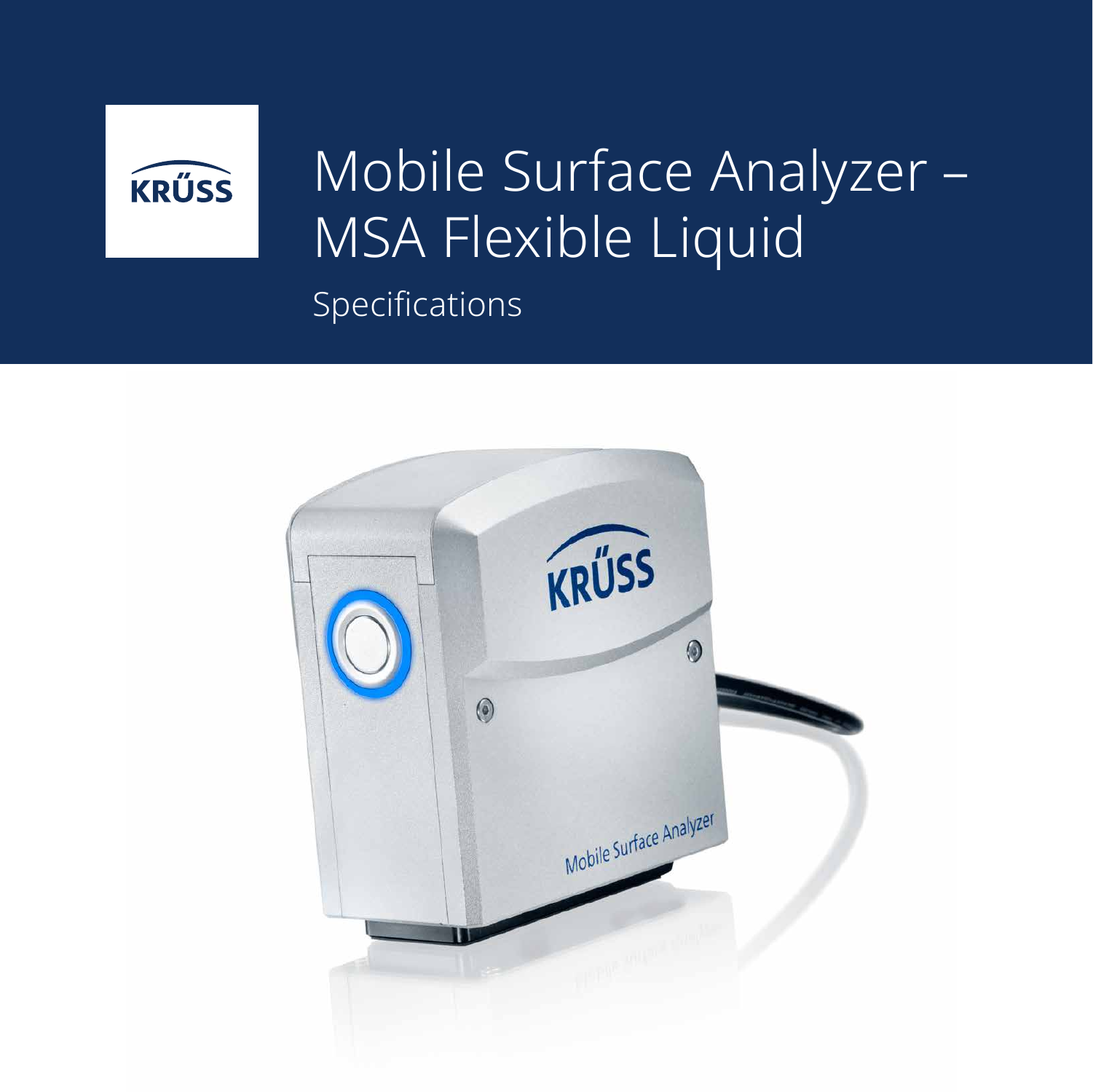# Mobile Surface Analyzer – MSA Flexible Liquid

Specifications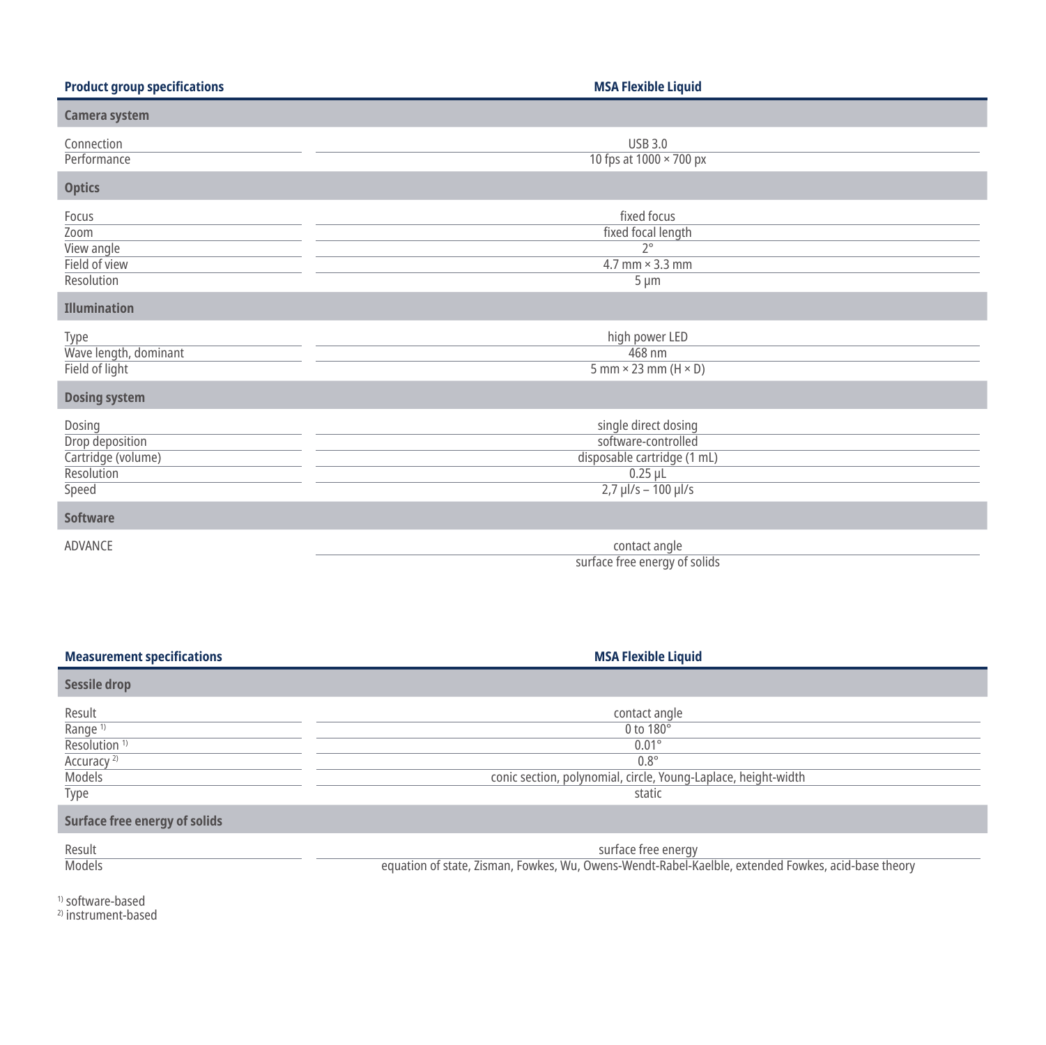| Product group specifications | MSA Flexible Liquid |
|---|---|
| **Camera system** | |
| Connection | USB 3.0 |
| Performance | 10 fps at 1000 × 700 px |
| **Optics** | |
| Focus | fixed focus |
| Zoom | fixed focal length |
| View angle | 2° |
| Field of view | 4.7 mm × 3.3 mm |
| Resolution | 5 µm |
| **Illumination** | |
| Type | high power LED |
| Wave length, dominant | 468 nm |
| Field of light | 5 mm × 23 mm (H × D) |
| **Dosing system** | |
| Dosing | single direct dosing |
| Drop deposition | software-controlled |
| Cartridge (volume) | disposable cartridge (1 mL) |
| Resolution | 0.25 µL |
| Speed | 2,7 µl/s – 100 µl/s |
| **Software** | |
| ADVANCE | contact angle |
| | surface free energy of solids |

| Measurement specifications | MSA Flexible Liquid |
|---|---|
| **Sessile drop** | |
| Result | contact angle |
| Range [1] | 0 to 180° |
| Resolution [1] | 0.01° |
| Accuracy [2] | 0.8° |
| Models | conic section, polynomial, circle, Young-Laplace, height-width |
| Type | static |
| **Surface free energy of solids** | |
| Result | surface free energy |
| Models | equation of state, Zisman, Fowkes, Wu, Owens-Wendt-Rabel-Kaelble, extended Fowkes, acid-base theory |

[1] software-based
[2] instrument-based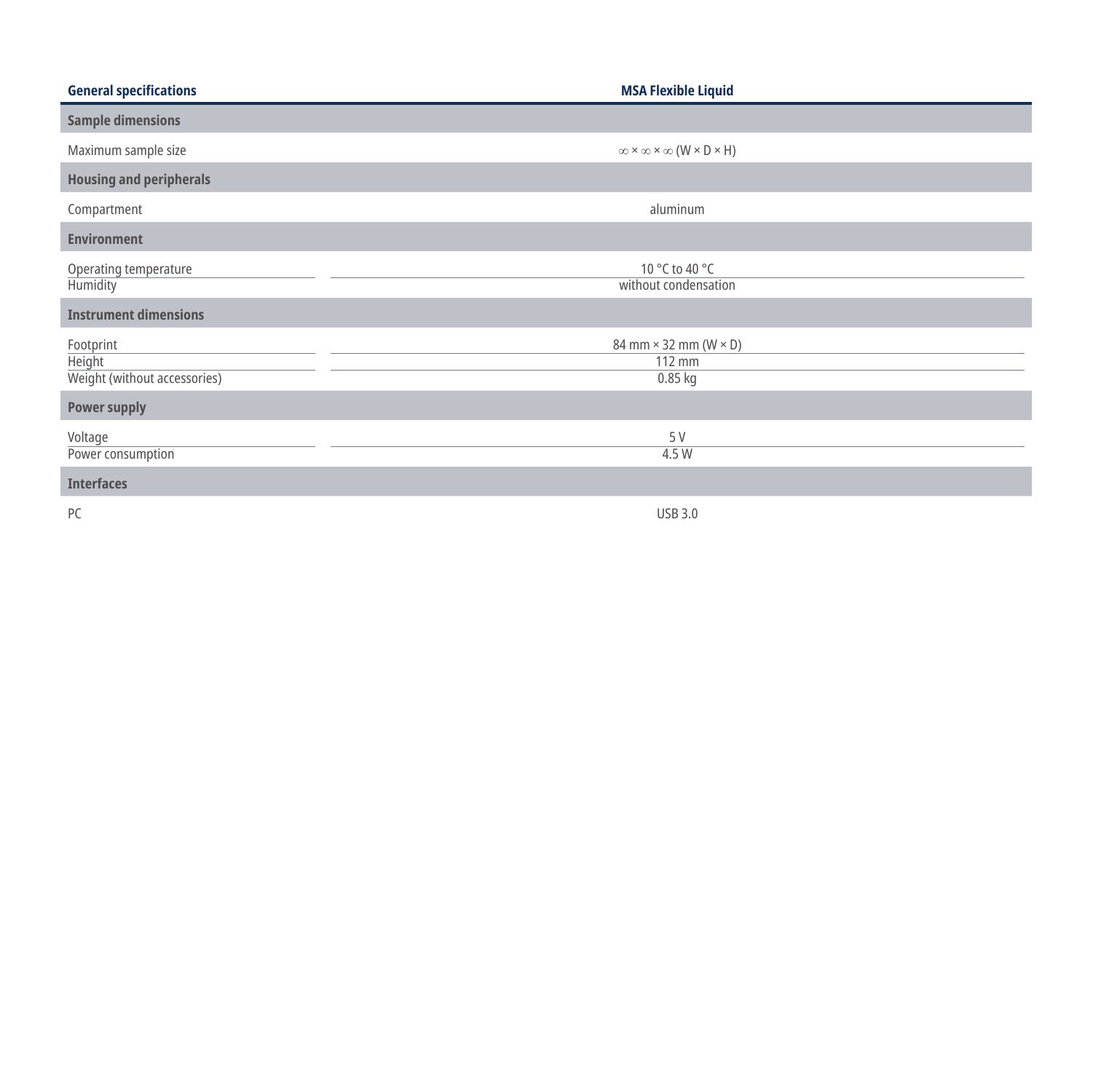| General specifications | MSA Flexible Liquid |
|---|---|
| **Sample dimensions** | |
| Maximum sample size | ∞ × ∞ × ∞ (W × D × H) |
| **Housing and peripherals** | |
| Compartment | aluminum |
| **Environment** | |
| Operating temperature | 10 °C to 40 °C |
| Humidity | without condensation |
| **Instrument dimensions** | |
| Footprint | 84 mm × 32 mm (W × D) |
| Height | 112 mm |
| Weight (without accessories) | 0.85 kg |
| **Power supply** | |
| Voltage | 5 V |
| Power consumption | 4.5 W |
| **Interfaces** | |
| PC | USB 3.0 |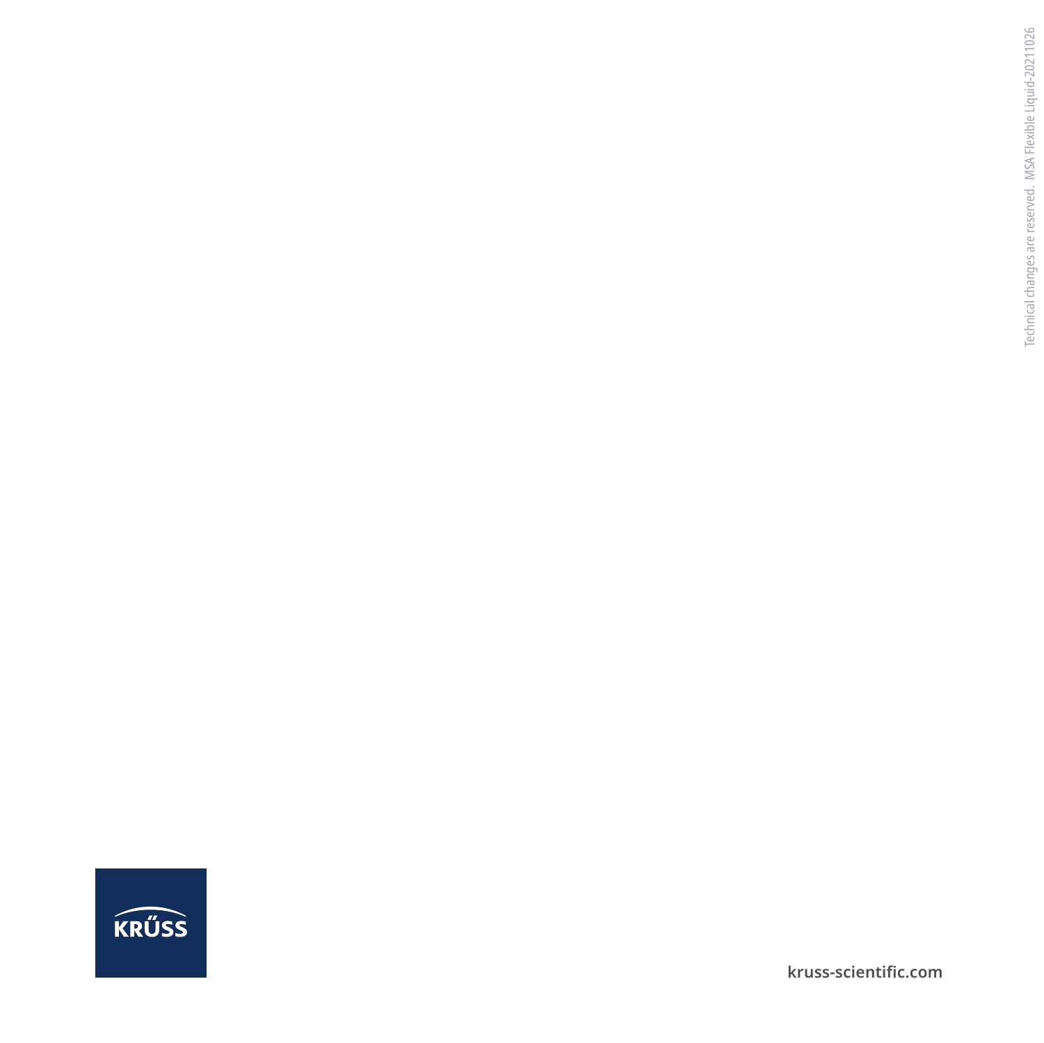Technical changes are reserved. MSA Flexible Liquid-20211026

KRÜSS

kruss-scientific.com